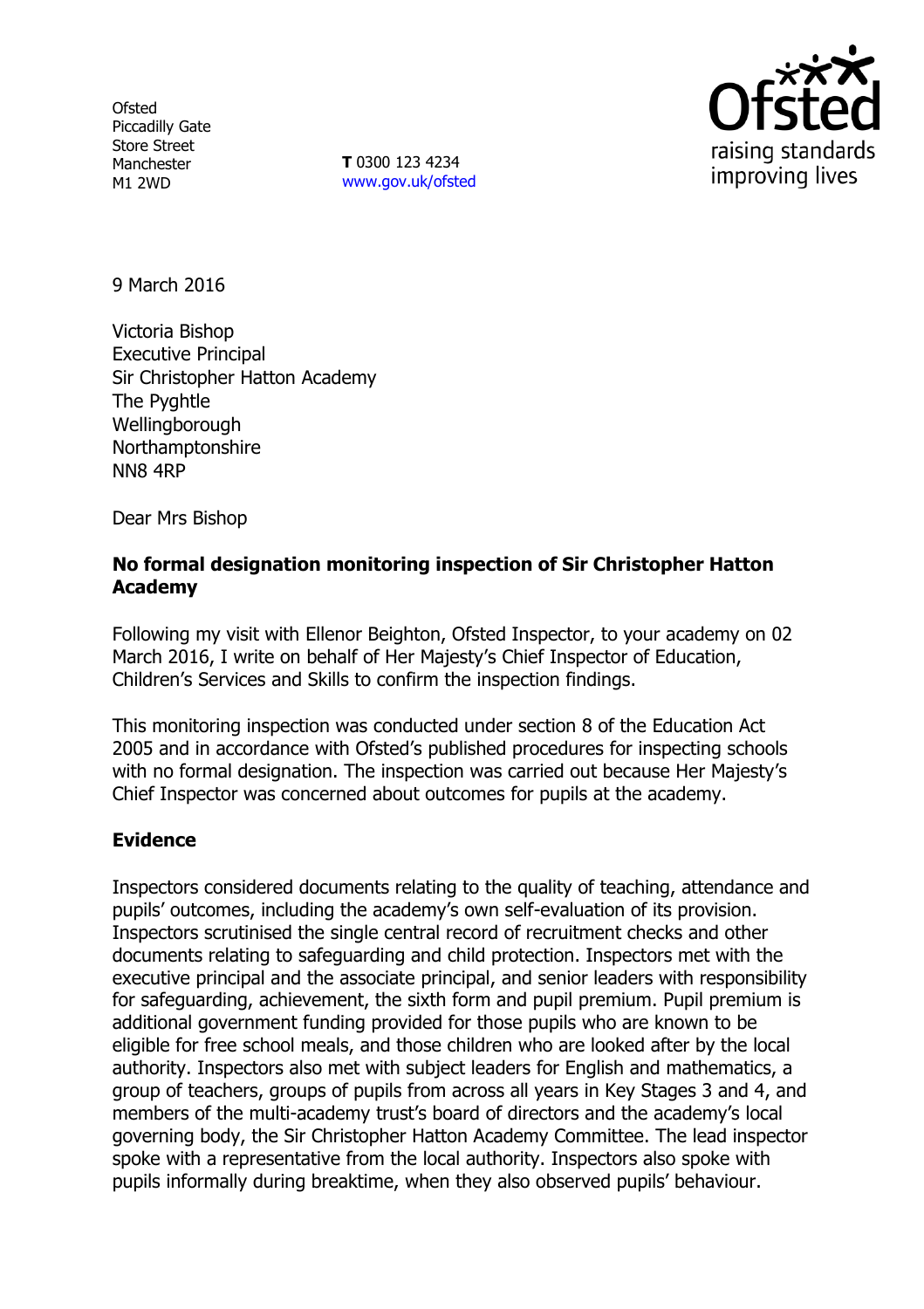Ofsted
Piccadilly Gate
Store Street
Manchester
M1 2WD

**T** 0300 123 4234
www.gov.uk/ofsted

9 March 2016

Victoria Bishop
Executive Principal
Sir Christopher Hatton Academy
The Pyghtle
Wellingborough
Northamptonshire
NN8 4RP

Dear Mrs Bishop

**No formal designation monitoring inspection of Sir Christopher Hatton Academy**

Following my visit with Ellenor Beighton, Ofsted Inspector, to your academy on 02 March 2016, I write on behalf of Her Majesty's Chief Inspector of Education, Children's Services and Skills to confirm the inspection findings.

This monitoring inspection was conducted under section 8 of the Education Act 2005 and in accordance with Ofsted's published procedures for inspecting schools with no formal designation. The inspection was carried out because Her Majesty's Chief Inspector was concerned about outcomes for pupils at the academy.

## Evidence

Inspectors considered documents relating to the quality of teaching, attendance and pupils' outcomes, including the academy's own self-evaluation of its provision. Inspectors scrutinised the single central record of recruitment checks and other documents relating to safeguarding and child protection. Inspectors met with the executive principal and the associate principal, and senior leaders with responsibility for safeguarding, achievement, the sixth form and pupil premium. Pupil premium is additional government funding provided for those pupils who are known to be eligible for free school meals, and those children who are looked after by the local authority. Inspectors also met with subject leaders for English and mathematics, a group of teachers, groups of pupils from across all years in Key Stages 3 and 4, and members of the multi-academy trust's board of directors and the academy's local governing body, the Sir Christopher Hatton Academy Committee. The lead inspector spoke with a representative from the local authority. Inspectors also spoke with pupils informally during breaktime, when they also observed pupils' behaviour.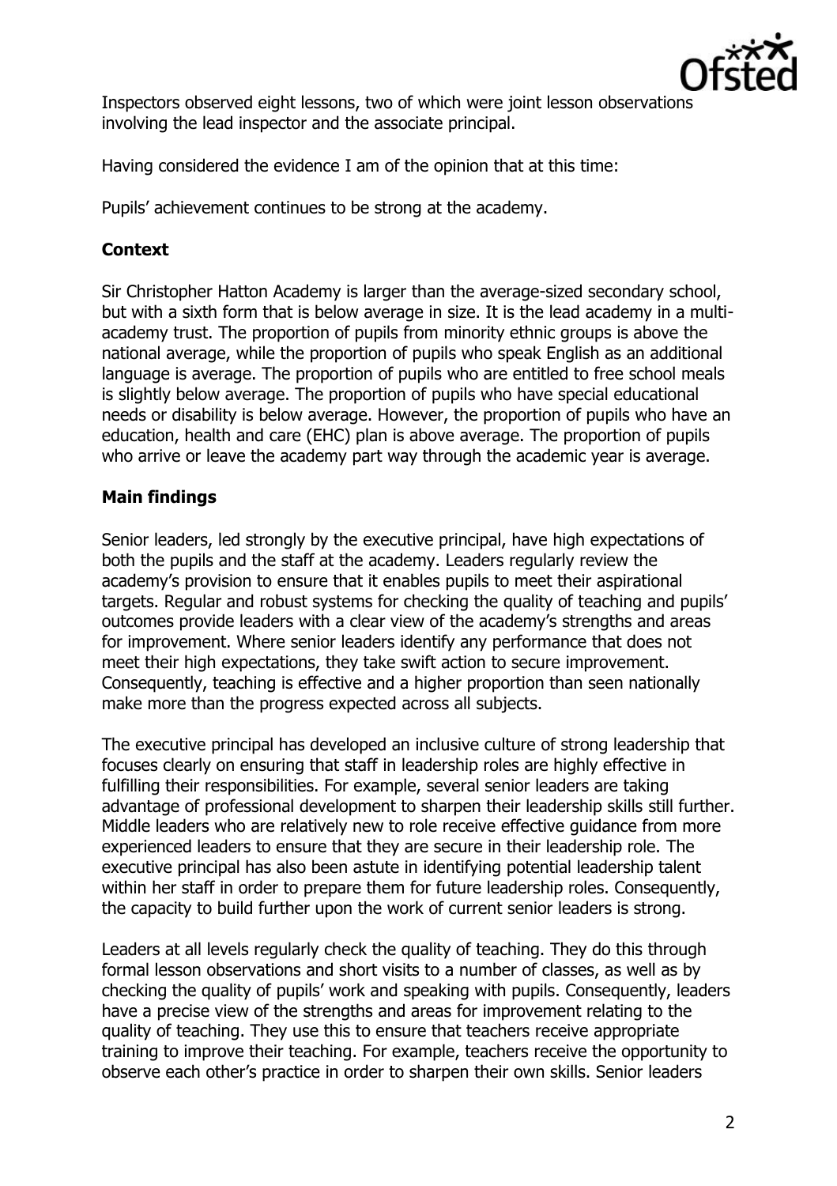Inspectors observed eight lessons, two of which were joint lesson observations involving the lead inspector and the associate principal.

Having considered the evidence I am of the opinion that at this time:

Pupils' achievement continues to be strong at the academy.

## Context

Sir Christopher Hatton Academy is larger than the average-sized secondary school, but with a sixth form that is below average in size. It is the lead academy in a multi-academy trust. The proportion of pupils from minority ethnic groups is above the national average, while the proportion of pupils who speak English as an additional language is average. The proportion of pupils who are entitled to free school meals is slightly below average. The proportion of pupils who have special educational needs or disability is below average. However, the proportion of pupils who have an education, health and care (EHC) plan is above average. The proportion of pupils who arrive or leave the academy part way through the academic year is average.

## Main findings

Senior leaders, led strongly by the executive principal, have high expectations of both the pupils and the staff at the academy. Leaders regularly review the academy's provision to ensure that it enables pupils to meet their aspirational targets. Regular and robust systems for checking the quality of teaching and pupils' outcomes provide leaders with a clear view of the academy's strengths and areas for improvement. Where senior leaders identify any performance that does not meet their high expectations, they take swift action to secure improvement. Consequently, teaching is effective and a higher proportion than seen nationally make more than the progress expected across all subjects.

The executive principal has developed an inclusive culture of strong leadership that focuses clearly on ensuring that staff in leadership roles are highly effective in fulfilling their responsibilities. For example, several senior leaders are taking advantage of professional development to sharpen their leadership skills still further. Middle leaders who are relatively new to role receive effective guidance from more experienced leaders to ensure that they are secure in their leadership role. The executive principal has also been astute in identifying potential leadership talent within her staff in order to prepare them for future leadership roles. Consequently, the capacity to build further upon the work of current senior leaders is strong.

Leaders at all levels regularly check the quality of teaching. They do this through formal lesson observations and short visits to a number of classes, as well as by checking the quality of pupils' work and speaking with pupils. Consequently, leaders have a precise view of the strengths and areas for improvement relating to the quality of teaching. They use this to ensure that teachers receive appropriate training to improve their teaching. For example, teachers receive the opportunity to observe each other's practice in order to sharpen their own skills. Senior leaders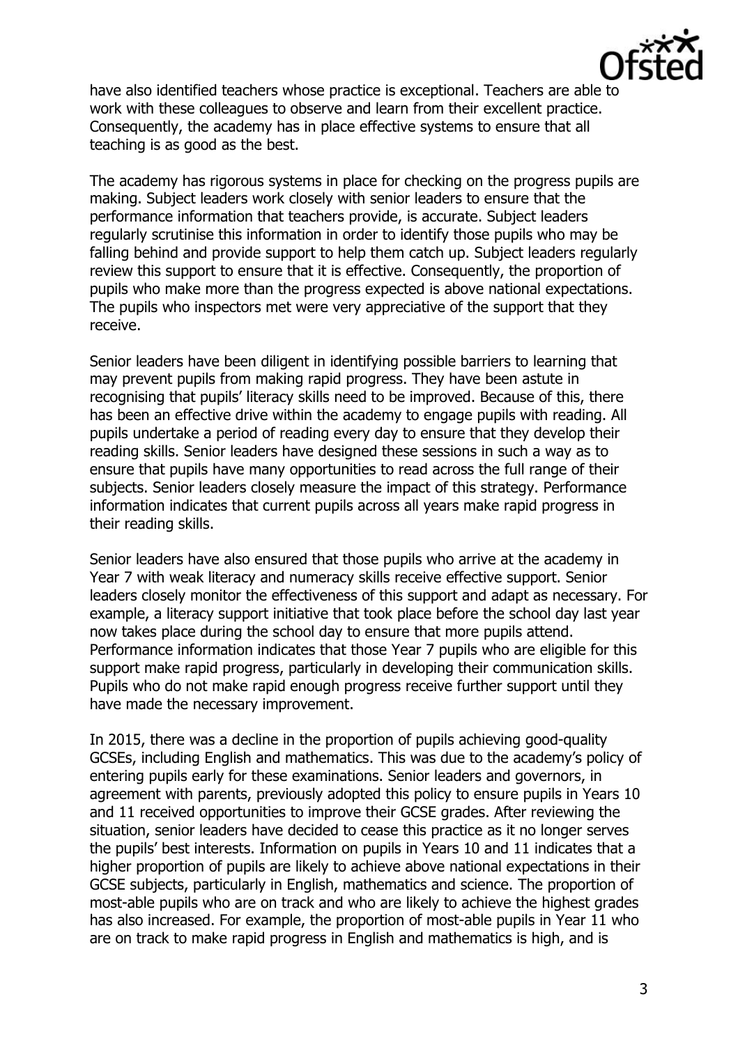have also identified teachers whose practice is exceptional. Teachers are able to work with these colleagues to observe and learn from their excellent practice. Consequently, the academy has in place effective systems to ensure that all teaching is as good as the best.

The academy has rigorous systems in place for checking on the progress pupils are making. Subject leaders work closely with senior leaders to ensure that the performance information that teachers provide, is accurate. Subject leaders regularly scrutinise this information in order to identify those pupils who may be falling behind and provide support to help them catch up. Subject leaders regularly review this support to ensure that it is effective. Consequently, the proportion of pupils who make more than the progress expected is above national expectations. The pupils who inspectors met were very appreciative of the support that they receive.

Senior leaders have been diligent in identifying possible barriers to learning that may prevent pupils from making rapid progress. They have been astute in recognising that pupils' literacy skills need to be improved. Because of this, there has been an effective drive within the academy to engage pupils with reading. All pupils undertake a period of reading every day to ensure that they develop their reading skills. Senior leaders have designed these sessions in such a way as to ensure that pupils have many opportunities to read across the full range of their subjects. Senior leaders closely measure the impact of this strategy. Performance information indicates that current pupils across all years make rapid progress in their reading skills.

Senior leaders have also ensured that those pupils who arrive at the academy in Year 7 with weak literacy and numeracy skills receive effective support. Senior leaders closely monitor the effectiveness of this support and adapt as necessary. For example, a literacy support initiative that took place before the school day last year now takes place during the school day to ensure that more pupils attend. Performance information indicates that those Year 7 pupils who are eligible for this support make rapid progress, particularly in developing their communication skills. Pupils who do not make rapid enough progress receive further support until they have made the necessary improvement.

In 2015, there was a decline in the proportion of pupils achieving good-quality GCSEs, including English and mathematics. This was due to the academy's policy of entering pupils early for these examinations. Senior leaders and governors, in agreement with parents, previously adopted this policy to ensure pupils in Years 10 and 11 received opportunities to improve their GCSE grades. After reviewing the situation, senior leaders have decided to cease this practice as it no longer serves the pupils' best interests. Information on pupils in Years 10 and 11 indicates that a higher proportion of pupils are likely to achieve above national expectations in their GCSE subjects, particularly in English, mathematics and science. The proportion of most-able pupils who are on track and who are likely to achieve the highest grades has also increased. For example, the proportion of most-able pupils in Year 11 who are on track to make rapid progress in English and mathematics is high, and is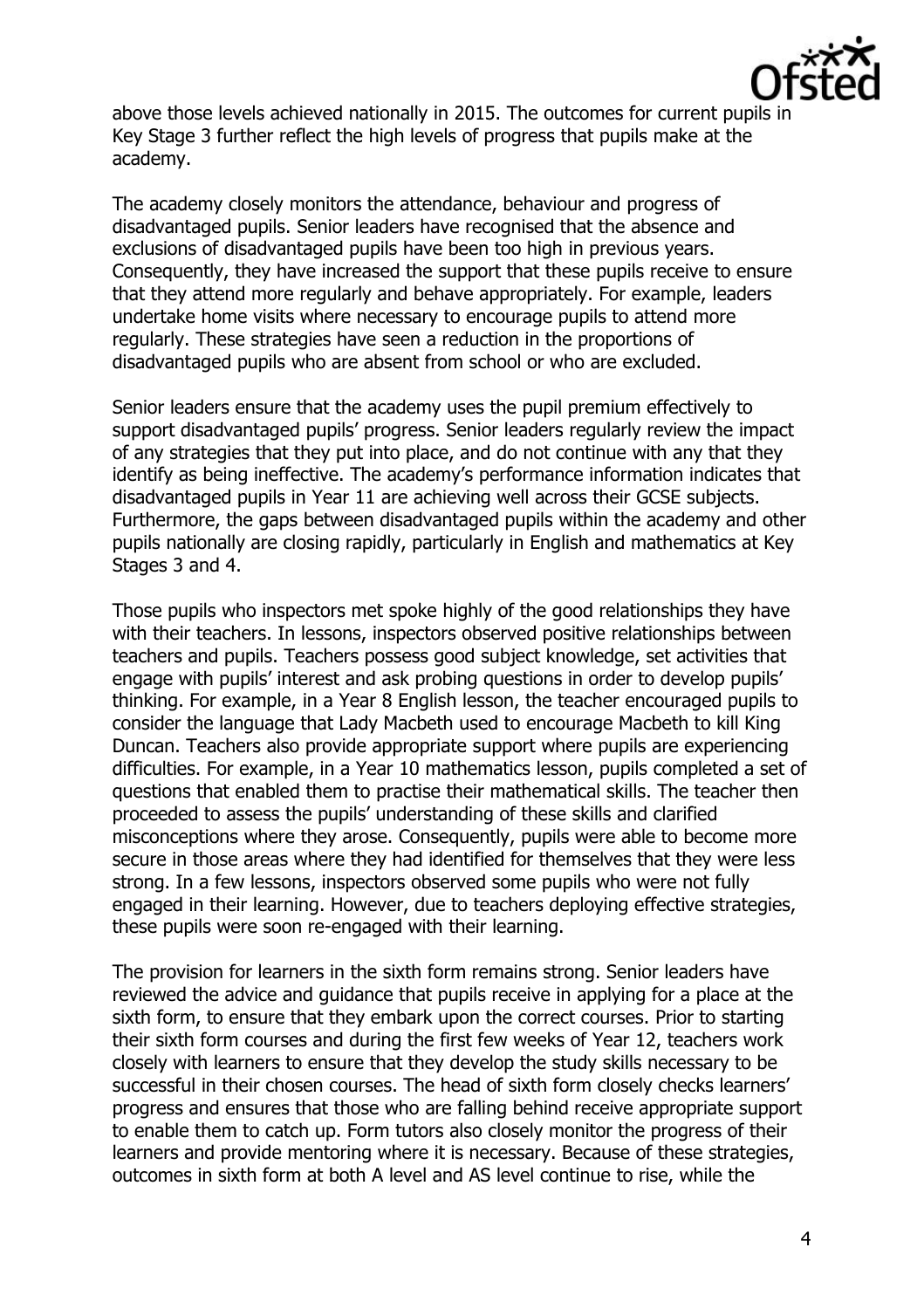above those levels achieved nationally in 2015. The outcomes for current pupils in Key Stage 3 further reflect the high levels of progress that pupils make at the academy.

The academy closely monitors the attendance, behaviour and progress of disadvantaged pupils. Senior leaders have recognised that the absence and exclusions of disadvantaged pupils have been too high in previous years. Consequently, they have increased the support that these pupils receive to ensure that they attend more regularly and behave appropriately. For example, leaders undertake home visits where necessary to encourage pupils to attend more regularly. These strategies have seen a reduction in the proportions of disadvantaged pupils who are absent from school or who are excluded.

Senior leaders ensure that the academy uses the pupil premium effectively to support disadvantaged pupils' progress. Senior leaders regularly review the impact of any strategies that they put into place, and do not continue with any that they identify as being ineffective. The academy's performance information indicates that disadvantaged pupils in Year 11 are achieving well across their GCSE subjects. Furthermore, the gaps between disadvantaged pupils within the academy and other pupils nationally are closing rapidly, particularly in English and mathematics at Key Stages 3 and 4.

Those pupils who inspectors met spoke highly of the good relationships they have with their teachers. In lessons, inspectors observed positive relationships between teachers and pupils. Teachers possess good subject knowledge, set activities that engage with pupils' interest and ask probing questions in order to develop pupils' thinking. For example, in a Year 8 English lesson, the teacher encouraged pupils to consider the language that Lady Macbeth used to encourage Macbeth to kill King Duncan. Teachers also provide appropriate support where pupils are experiencing difficulties. For example, in a Year 10 mathematics lesson, pupils completed a set of questions that enabled them to practise their mathematical skills. The teacher then proceeded to assess the pupils' understanding of these skills and clarified misconceptions where they arose. Consequently, pupils were able to become more secure in those areas where they had identified for themselves that they were less strong. In a few lessons, inspectors observed some pupils who were not fully engaged in their learning. However, due to teachers deploying effective strategies, these pupils were soon re-engaged with their learning.

The provision for learners in the sixth form remains strong. Senior leaders have reviewed the advice and guidance that pupils receive in applying for a place at the sixth form, to ensure that they embark upon the correct courses. Prior to starting their sixth form courses and during the first few weeks of Year 12, teachers work closely with learners to ensure that they develop the study skills necessary to be successful in their chosen courses. The head of sixth form closely checks learners' progress and ensures that those who are falling behind receive appropriate support to enable them to catch up. Form tutors also closely monitor the progress of their learners and provide mentoring where it is necessary. Because of these strategies, outcomes in sixth form at both A level and AS level continue to rise, while the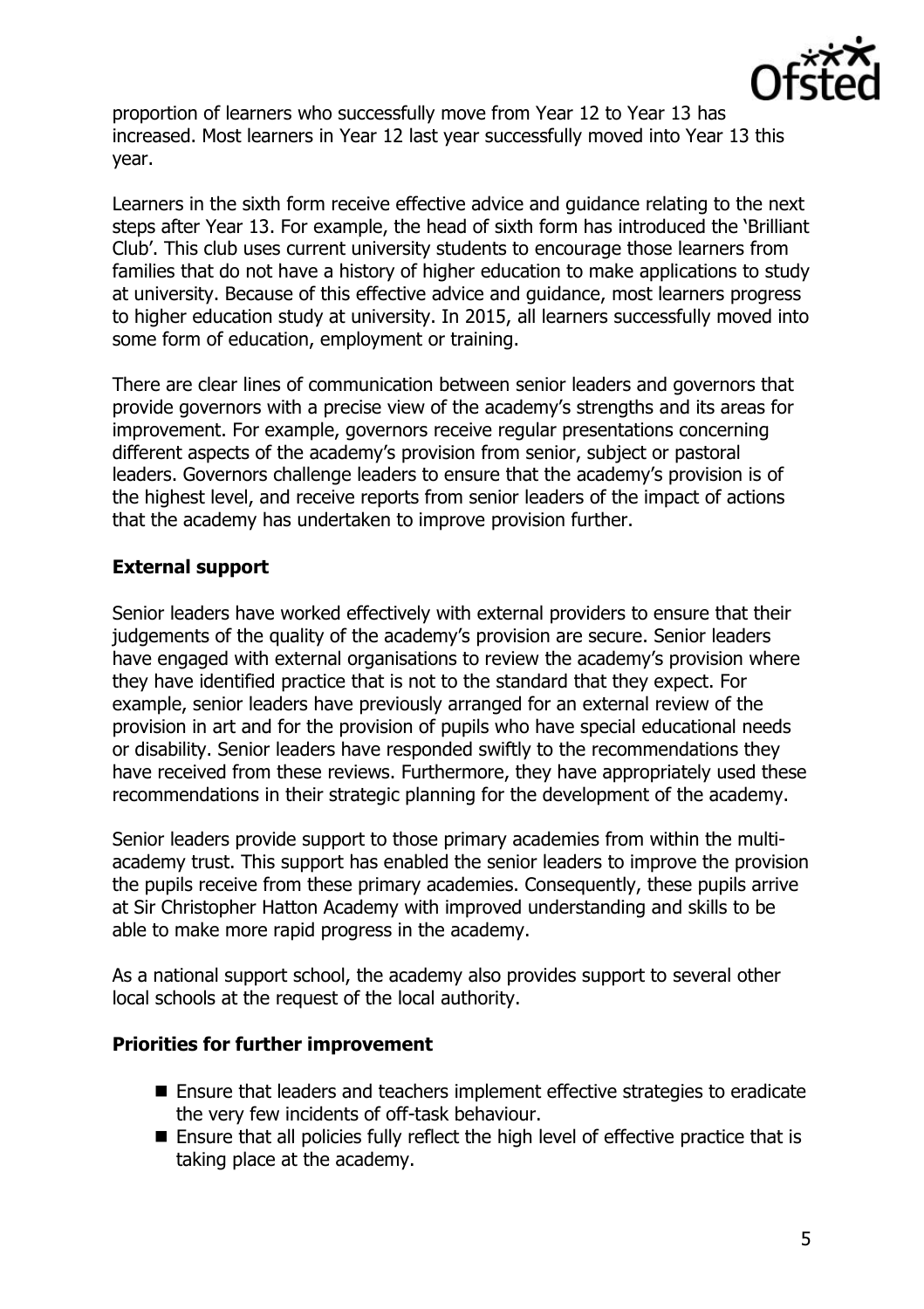proportion of learners who successfully move from Year 12 to Year 13 has increased. Most learners in Year 12 last year successfully moved into Year 13 this year.

Learners in the sixth form receive effective advice and guidance relating to the next steps after Year 13. For example, the head of sixth form has introduced the 'Brilliant Club'. This club uses current university students to encourage those learners from families that do not have a history of higher education to make applications to study at university. Because of this effective advice and guidance, most learners progress to higher education study at university. In 2015, all learners successfully moved into some form of education, employment or training.

There are clear lines of communication between senior leaders and governors that provide governors with a precise view of the academy's strengths and its areas for improvement. For example, governors receive regular presentations concerning different aspects of the academy's provision from senior, subject or pastoral leaders. Governors challenge leaders to ensure that the academy's provision is of the highest level, and receive reports from senior leaders of the impact of actions that the academy has undertaken to improve provision further.

### External support

Senior leaders have worked effectively with external providers to ensure that their judgements of the quality of the academy's provision are secure. Senior leaders have engaged with external organisations to review the academy's provision where they have identified practice that is not to the standard that they expect. For example, senior leaders have previously arranged for an external review of the provision in art and for the provision of pupils who have special educational needs or disability. Senior leaders have responded swiftly to the recommendations they have received from these reviews. Furthermore, they have appropriately used these recommendations in their strategic planning for the development of the academy.

Senior leaders provide support to those primary academies from within the multi-academy trust. This support has enabled the senior leaders to improve the provision the pupils receive from these primary academies. Consequently, these pupils arrive at Sir Christopher Hatton Academy with improved understanding and skills to be able to make more rapid progress in the academy.

As a national support school, the academy also provides support to several other local schools at the request of the local authority.

### Priorities for further improvement

- Ensure that leaders and teachers implement effective strategies to eradicate the very few incidents of off-task behaviour.
- Ensure that all policies fully reflect the high level of effective practice that is taking place at the academy.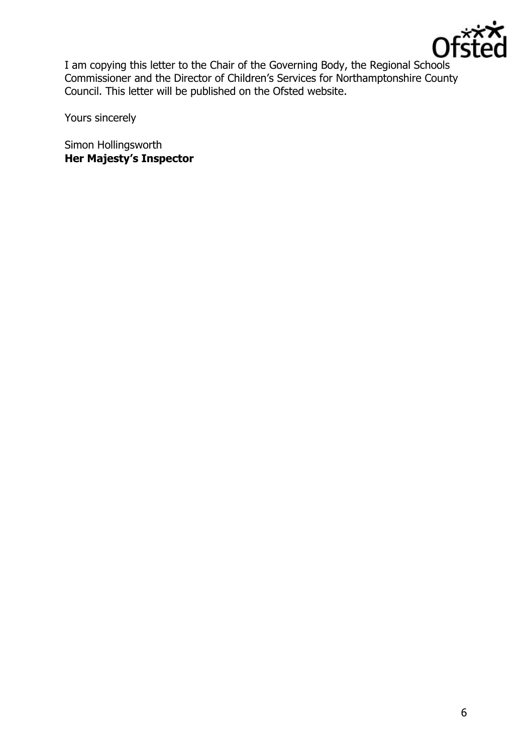I am copying this letter to the Chair of the Governing Body, the Regional Schools Commissioner and the Director of Children's Services for Northamptonshire County Council. This letter will be published on the Ofsted website.

Yours sincerely

Simon Hollingsworth
**Her Majesty's Inspector**